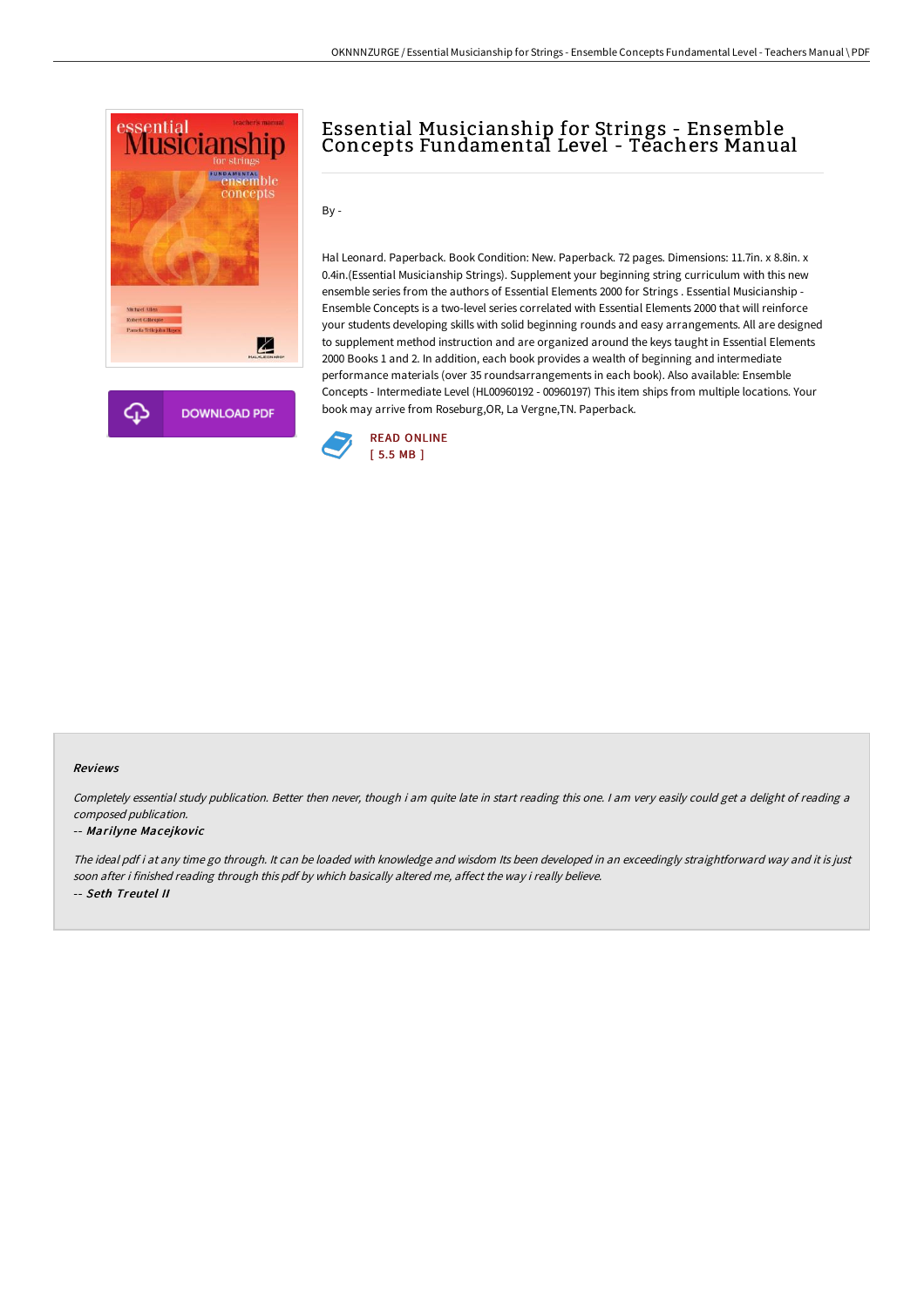# Essential Musicianship for Strings - Ensemble Concepts Fundamental Level - Teachers Manual

By -

Hal Leonard. Paperback. Book Condition: New. Paperback. 72 pages. Dimensions: 11.7in. x 8.8in. x 0.4in.(Essential Musicianship Strings). Supplement your beginning string curriculum with this new ensemble series from the authors of Essential Elements 2000 for Strings . Essential Musicianship - Ensemble Concepts is a two-level series correlated with Essential Elements 2000 that will reinforce your students developing skills with solid beginning rounds and easy arrangements. All are designed to supplement method instruction and are organized around the keys taught in Essential Elements 2000 Books 1 and 2. In addition, each book provides a wealth of beginning and intermediate performance materials (over 35 roundsarrangements in each book). Also available: Ensemble Concepts - Intermediate Level (HL00960192 - 00960197) This item ships from multiple locations. Your book may arrive from Roseburg,OR, La Vergne,TN. Paperback.

DOWNLOAD PDF

READ ONLINE
[ 5.5 MB ]

#### Reviews

*Completely essential study publication. Better then never, though i am quite late in start reading this one. I am very easily could get a delight of reading a composed publication.*

-- *Marilyne Macejkovic*

*The ideal pdf i at any time go through. It can be loaded with knowledge and wisdom Its been developed in an exceedingly straightforward way and it is just soon after i finished reading through this pdf by which basically altered me, affect the way i really believe.*

-- *Seth Treutel II*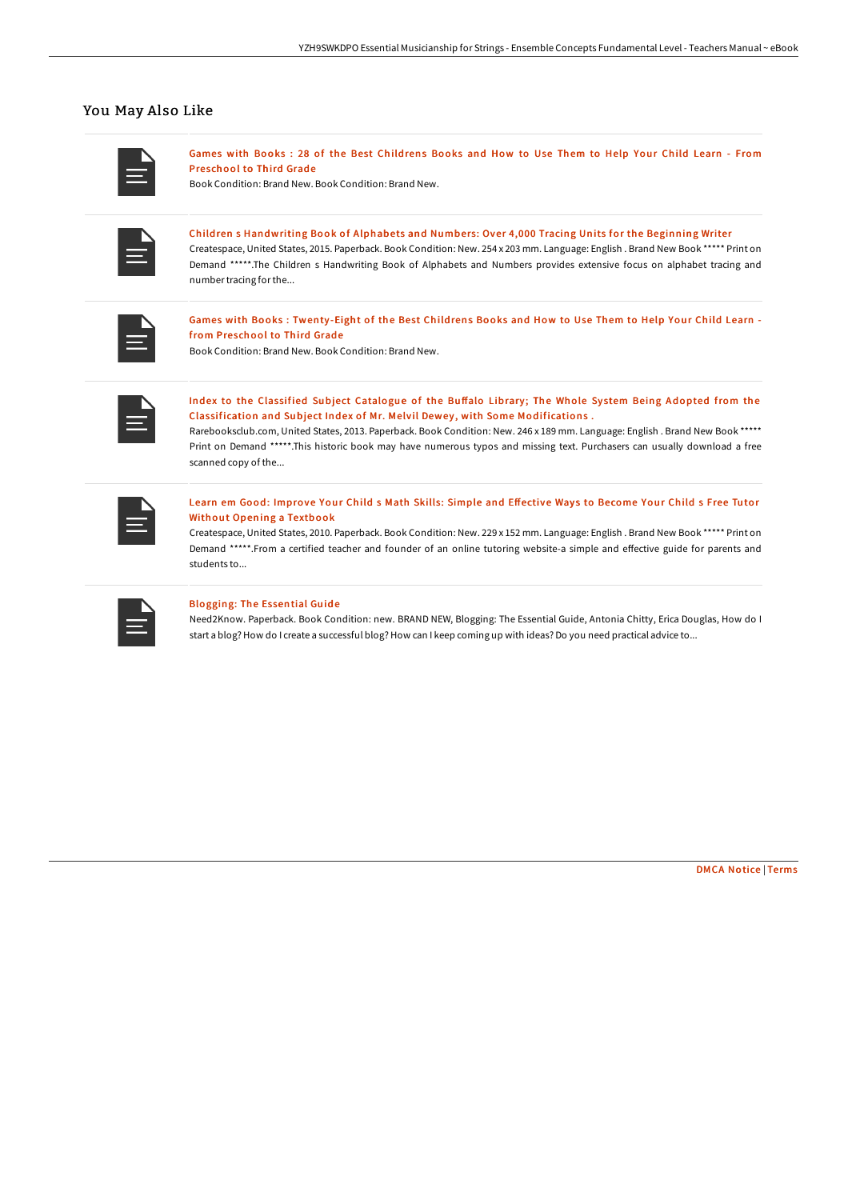## You May Also Like

**Games with Books : 28 of the Best Childrens Books and How to Use Them to Help Your Child Learn - From Preschool to Third Grade**

Book Condition: Brand New. Book Condition: Brand New.

**Children s Handwriting Book of Alphabets and Numbers: Over 4,000 Tracing Units for the Beginning Writer**

Createspace, United States, 2015. Paperback. Book Condition: New. 254 x 203 mm. Language: English . Brand New Book ***** Print on Demand *****.The Children s Handwriting Book of Alphabets and Numbers provides extensive focus on alphabet tracing and number tracing for the...

**Games with Books : Twenty-Eight of the Best Childrens Books and How to Use Them to Help Your Child Learn - from Preschool to Third Grade**

Book Condition: Brand New. Book Condition: Brand New.

**Index to the Classified Subject Catalogue of the Buffalo Library; The Whole System Being Adopted from the Classification and Subject Index of Mr. Melvil Dewey, with Some Modifications .**

Rarebooksclub.com, United States, 2013. Paperback. Book Condition: New. 246 x 189 mm. Language: English . Brand New Book ***** Print on Demand *****.This historic book may have numerous typos and missing text. Purchasers can usually download a free scanned copy of the...

**Learn em Good: Improve Your Child s Math Skills: Simple and Effective Ways to Become Your Child s Free Tutor Without Opening a Textbook**

Createspace, United States, 2010. Paperback. Book Condition: New. 229 x 152 mm. Language: English . Brand New Book ***** Print on Demand *****.From a certified teacher and founder of an online tutoring website-a simple and effective guide for parents and students to...

**Blogging: The Essential Guide**

Need2Know. Paperback. Book Condition: new. BRAND NEW, Blogging: The Essential Guide, Antonia Chitty, Erica Douglas, How do I start a blog? How do I create a successful blog? How can I keep coming up with ideas? Do you need practical advice to...

DMCA Notice | Terms